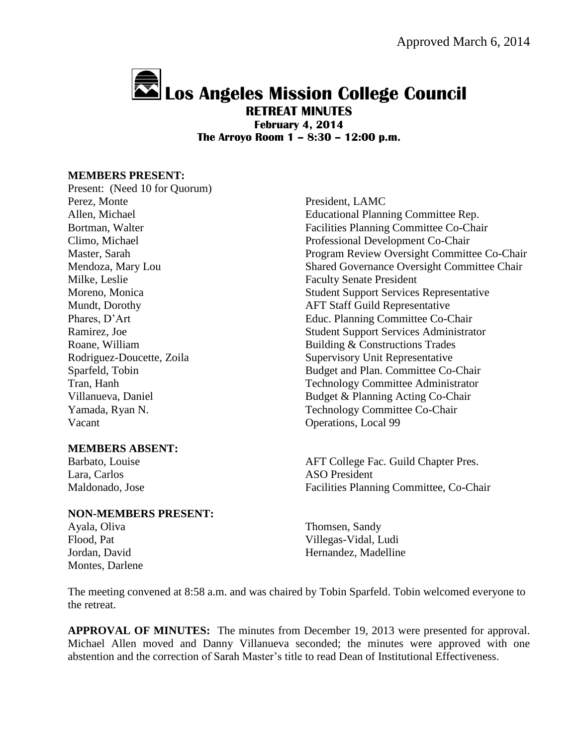Approved March 6, 2014

# Los Angeles Mission College Council

## RETREAT MINUTES

**February 4, 2014**
**The Arroyo Room 1 – 8:30 – 12:00 p.m.**

**MEMBERS PRESENT:**

Present: (Need 10 for Quorum)

| | |
|---|---|
| Perez, Monte | President, LAMC |
| Allen, Michael | Educational Planning Committee Rep. |
| Bortman, Walter | Facilities Planning Committee Co-Chair |
| Climo, Michael | Professional Development Co-Chair |
| Master, Sarah | Program Review Oversight Committee Co-Chair |
| Mendoza, Mary Lou | Shared Governance Oversight Committee Chair |
| Milke, Leslie | Faculty Senate President |
| Moreno, Monica | Student Support Services Representative |
| Mundt, Dorothy | AFT Staff Guild Representative |
| Phares, D'Art | Educ. Planning Committee Co-Chair |
| Ramirez, Joe | Student Support Services Administrator |
| Roane, William | Building & Constructions Trades |
| Rodriguez-Doucette, Zoila | Supervisory Unit Representative |
| Sparfeld, Tobin | Budget and Plan. Committee Co-Chair |
| Tran, Hanh | Technology Committee Administrator |
| Villanueva, Daniel | Budget & Planning Acting Co-Chair |
| Yamada, Ryan N. | Technology Committee Co-Chair |
| Vacant | Operations, Local 99 |

**MEMBERS ABSENT:**

| | |
|---|---|
| Barbato, Louise | AFT College Fac. Guild Chapter Pres. |
| Lara, Carlos | ASO President |
| Maldonado, Jose | Facilities Planning Committee, Co-Chair |

**NON-MEMBERS PRESENT:**

| | |
|---|---|
| Ayala, Oliva | Thomsen, Sandy |
| Flood, Pat | Villegas-Vidal, Ludi |
| Jordan, David | Hernandez, Madelline |
| Montes, Darlene | |

The meeting convened at 8:58 a.m. and was chaired by Tobin Sparfeld. Tobin welcomed everyone to the retreat.

**APPROVAL OF MINUTES:** The minutes from December 19, 2013 were presented for approval. Michael Allen moved and Danny Villanueva seconded; the minutes were approved with one abstention and the correction of Sarah Master's title to read Dean of Institutional Effectiveness.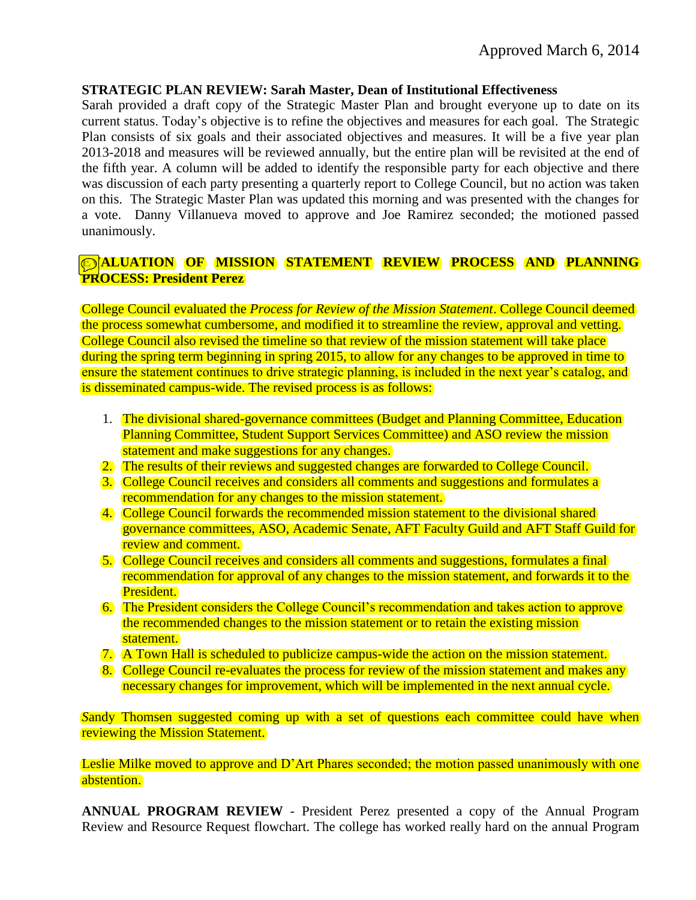Approved March 6, 2014

**STRATEGIC PLAN REVIEW: Sarah Master, Dean of Institutional Effectiveness**
Sarah provided a draft copy of the Strategic Master Plan and brought everyone up to date on its current status. Today's objective is to refine the objectives and measures for each goal. The Strategic Plan consists of six goals and their associated objectives and measures. It will be a five year plan 2013-2018 and measures will be reviewed annually, but the entire plan will be revisited at the end of the fifth year. A column will be added to identify the responsible party for each objective and there was discussion of each party presenting a quarterly report to College Council, but no action was taken on this. The Strategic Master Plan was updated this morning and was presented with the changes for a vote. Danny Villanueva moved to approve and Joe Ramirez seconded; the motioned passed unanimously.

**EVALUATION OF MISSION STATEMENT REVIEW PROCESS AND PLANNING PROCESS: President Perez**

College Council evaluated the *Process for Review of the Mission Statement*. College Council deemed the process somewhat cumbersome, and modified it to streamline the review, approval and vetting. College Council also revised the timeline so that review of the mission statement will take place during the spring term beginning in spring 2015, to allow for any changes to be approved in time to ensure the statement continues to drive strategic planning, is included in the next year's catalog, and is disseminated campus-wide. The revised process is as follows:

1. The divisional shared-governance committees (Budget and Planning Committee, Education Planning Committee, Student Support Services Committee) and ASO review the mission statement and make suggestions for any changes.
2. The results of their reviews and suggested changes are forwarded to College Council.
3. College Council receives and considers all comments and suggestions and formulates a recommendation for any changes to the mission statement.
4. College Council forwards the recommended mission statement to the divisional shared governance committees, ASO, Academic Senate, AFT Faculty Guild and AFT Staff Guild for review and comment.
5. College Council receives and considers all comments and suggestions, formulates a final recommendation for approval of any changes to the mission statement, and forwards it to the President.
6. The President considers the College Council's recommendation and takes action to approve the recommended changes to the mission statement or to retain the existing mission statement.
7. A Town Hall is scheduled to publicize campus-wide the action on the mission statement.
8. College Council re-evaluates the process for review of the mission statement and makes any necessary changes for improvement, which will be implemented in the next annual cycle.

Sandy Thomsen suggested coming up with a set of questions each committee could have when reviewing the Mission Statement.

Leslie Milke moved to approve and D'Art Phares seconded; the motion passed unanimously with one abstention.

**ANNUAL PROGRAM REVIEW** - President Perez presented a copy of the Annual Program Review and Resource Request flowchart. The college has worked really hard on the annual Program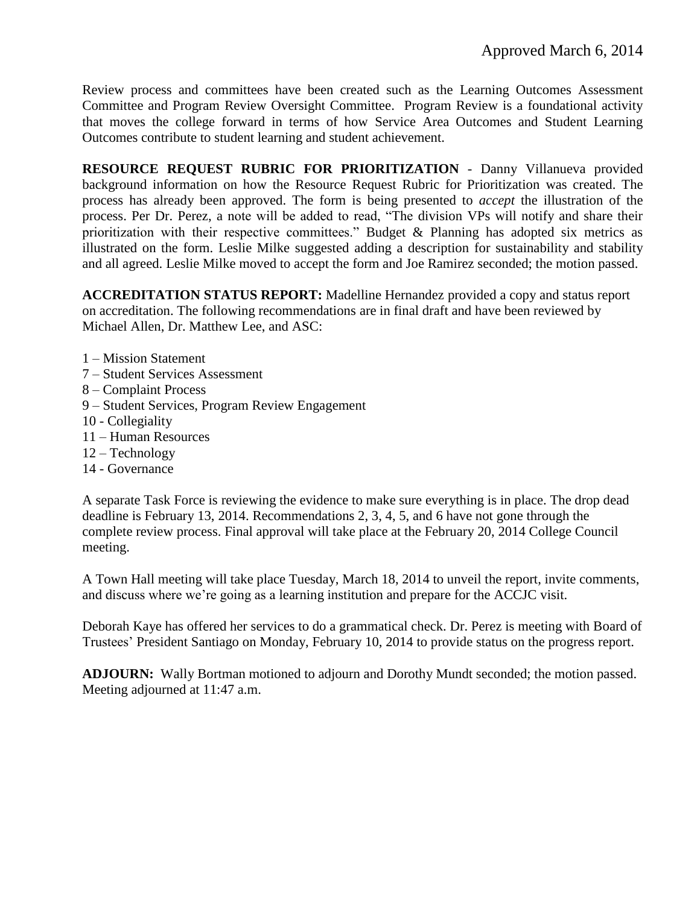Review process and committees have been created such as the Learning Outcomes Assessment Committee and Program Review Oversight Committee. Program Review is a foundational activity that moves the college forward in terms of how Service Area Outcomes and Student Learning Outcomes contribute to student learning and student achievement.

**RESOURCE REQUEST RUBRIC FOR PRIORITIZATION** - Danny Villanueva provided background information on how the Resource Request Rubric for Prioritization was created. The process has already been approved. The form is being presented to *accept* the illustration of the process. Per Dr. Perez, a note will be added to read, "The division VPs will notify and share their prioritization with their respective committees." Budget & Planning has adopted six metrics as illustrated on the form. Leslie Milke suggested adding a description for sustainability and stability and all agreed. Leslie Milke moved to accept the form and Joe Ramirez seconded; the motion passed.

**ACCREDITATION STATUS REPORT:** Madelline Hernandez provided a copy and status report on accreditation. The following recommendations are in final draft and have been reviewed by Michael Allen, Dr. Matthew Lee, and ASC:

1 – Mission Statement
7 – Student Services Assessment
8 – Complaint Process
9 – Student Services, Program Review Engagement
10 - Collegiality
11 – Human Resources
12 – Technology
14 - Governance

A separate Task Force is reviewing the evidence to make sure everything is in place. The drop dead deadline is February 13, 2014. Recommendations 2, 3, 4, 5, and 6 have not gone through the complete review process. Final approval will take place at the February 20, 2014 College Council meeting.

A Town Hall meeting will take place Tuesday, March 18, 2014 to unveil the report, invite comments, and discuss where we're going as a learning institution and prepare for the ACCJC visit.

Deborah Kaye has offered her services to do a grammatical check. Dr. Perez is meeting with Board of Trustees' President Santiago on Monday, February 10, 2014 to provide status on the progress report.

**ADJOURN:** Wally Bortman motioned to adjourn and Dorothy Mundt seconded; the motion passed. Meeting adjourned at 11:47 a.m.